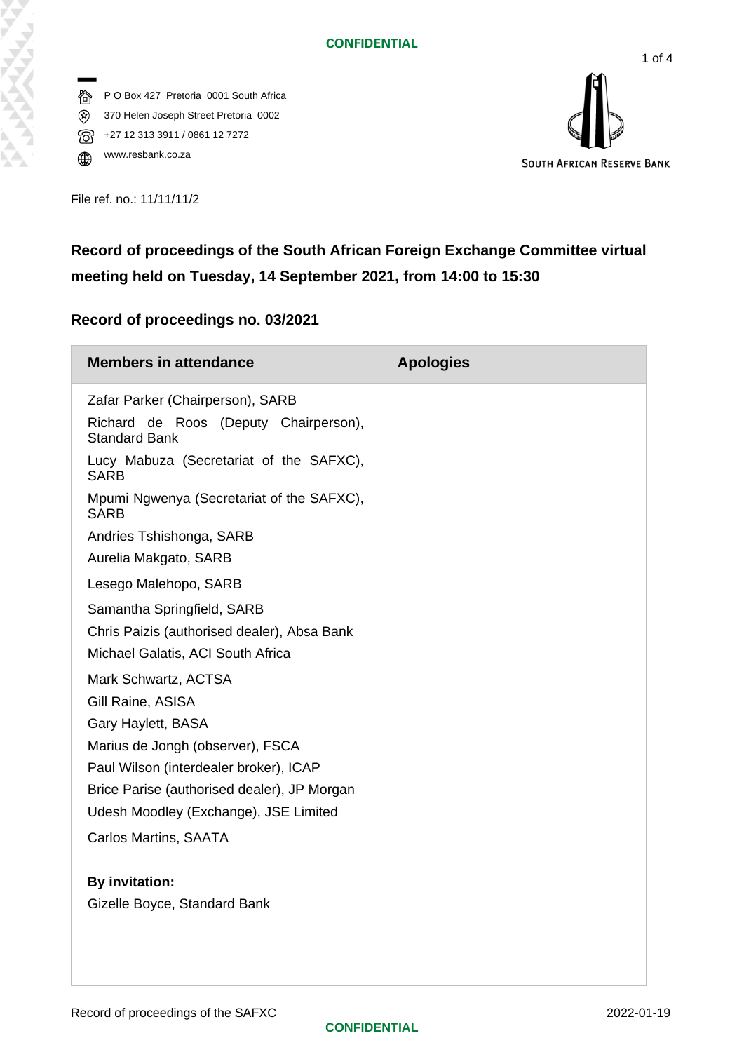**CONFIDENTIAL**

P O Box 427 Pretoria 0001 South Africa
370 Helen Joseph Street Pretoria 0002
+27 12 313 3911 / 0861 12 7272
www.resbank.co.za

SOUTH AFRICAN RESERVE BANK

File ref. no.: 11/11/11/2

## Record of proceedings of the South African Foreign Exchange Committee virtual meeting held on Tuesday, 14 September 2021, from 14:00 to 15:30

## Record of proceedings no. 03/2021

| Members in attendance | Apologies |
|---|---|
| Zafar Parker (Chairperson), SARB<br>Richard de Roos (Deputy Chairperson), Standard Bank<br>Lucy Mabuza (Secretariat of the SAFXC), SARB<br>Mpumi Ngwenya (Secretariat of the SAFXC), SARB<br>Andries Tshishonga, SARB<br>Aurelia Makgato, SARB<br>Lesego Malehopo, SARB<br>Samantha Springfield, SARB<br>Chris Paizis (authorised dealer), Absa Bank<br>Michael Galatis, ACI South Africa<br>Mark Schwartz, ACTSA<br>Gill Raine, ASISA<br>Gary Haylett, BASA<br>Marius de Jongh (observer), FSCA<br>Paul Wilson (interdealer broker), ICAP<br>Brice Parise (authorised dealer), JP Morgan<br>Udesh Moodley (Exchange), JSE Limited<br>Carlos Martins, SAATA<br><br>**By invitation:**<br>Gizelle Boyce, Standard Bank | |

Record of proceedings of the SAFXC 2022-01-19

**CONFIDENTIAL**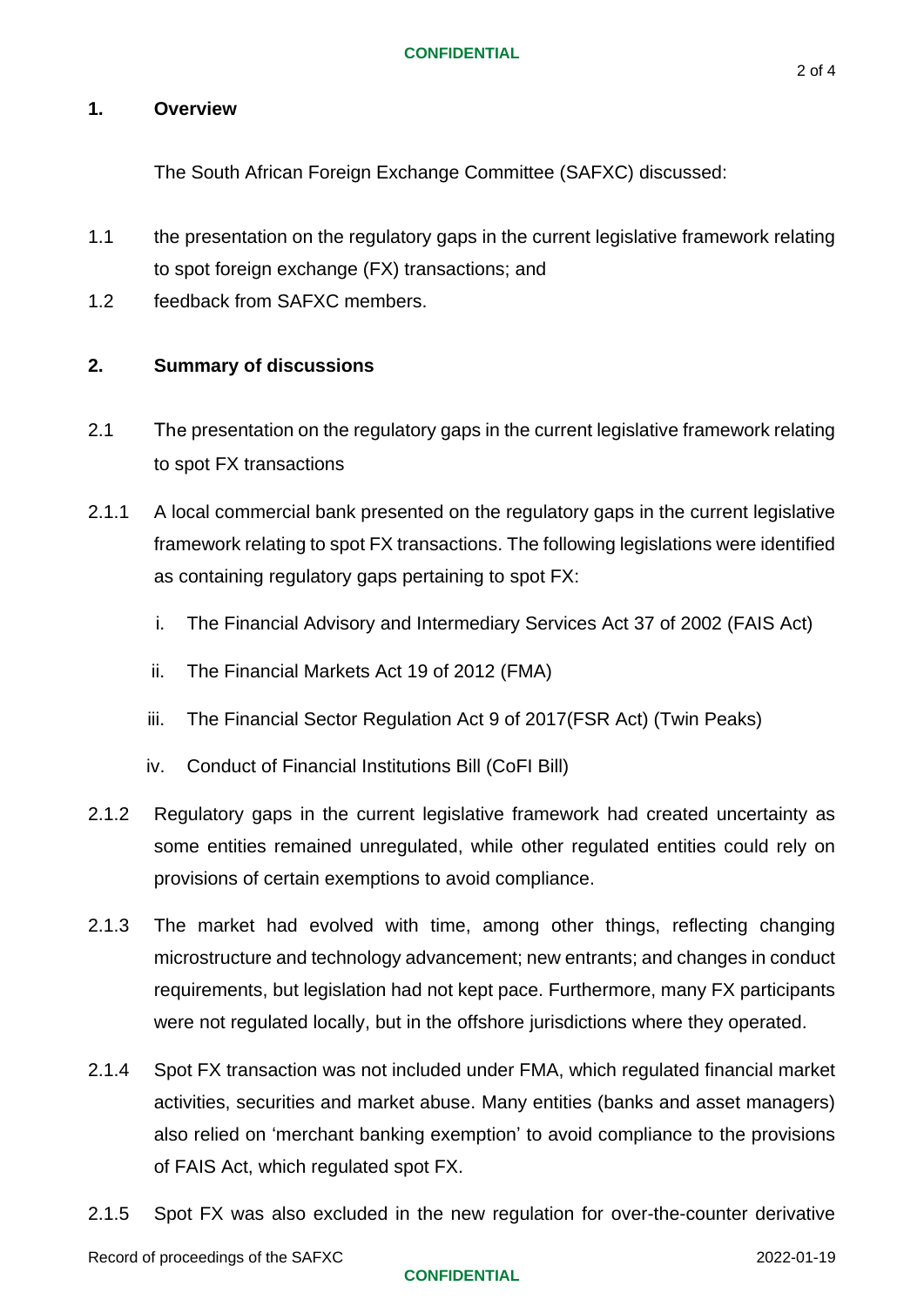## 1. Overview

The South African Foreign Exchange Committee (SAFXC) discussed:

1.1 the presentation on the regulatory gaps in the current legislative framework relating to spot foreign exchange (FX) transactions; and

1.2 feedback from SAFXC members.

## 2. Summary of discussions

2.1 The presentation on the regulatory gaps in the current legislative framework relating to spot FX transactions

2.1.1 A local commercial bank presented on the regulatory gaps in the current legislative framework relating to spot FX transactions. The following legislations were identified as containing regulatory gaps pertaining to spot FX:

i. The Financial Advisory and Intermediary Services Act 37 of 2002 (FAIS Act)

ii. The Financial Markets Act 19 of 2012 (FMA)

iii. The Financial Sector Regulation Act 9 of 2017(FSR Act) (Twin Peaks)

iv. Conduct of Financial Institutions Bill (CoFI Bill)

2.1.2 Regulatory gaps in the current legislative framework had created uncertainty as some entities remained unregulated, while other regulated entities could rely on provisions of certain exemptions to avoid compliance.

2.1.3 The market had evolved with time, among other things, reflecting changing microstructure and technology advancement; new entrants; and changes in conduct requirements, but legislation had not kept pace. Furthermore, many FX participants were not regulated locally, but in the offshore jurisdictions where they operated.

2.1.4 Spot FX transaction was not included under FMA, which regulated financial market activities, securities and market abuse. Many entities (banks and asset managers) also relied on 'merchant banking exemption' to avoid compliance to the provisions of FAIS Act, which regulated spot FX.

2.1.5 Spot FX was also excluded in the new regulation for over-the-counter derivative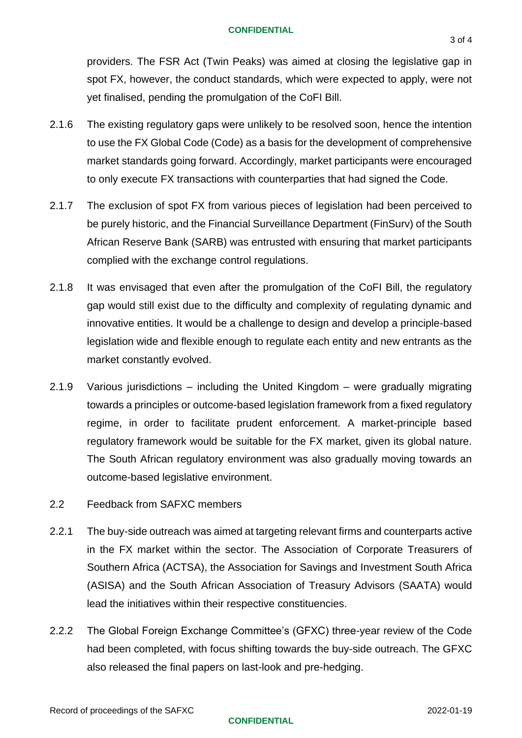providers. The FSR Act (Twin Peaks) was aimed at closing the legislative gap in spot FX, however, the conduct standards, which were expected to apply, were not yet finalised, pending the promulgation of the CoFI Bill.

2.1.6 The existing regulatory gaps were unlikely to be resolved soon, hence the intention to use the FX Global Code (Code) as a basis for the development of comprehensive market standards going forward. Accordingly, market participants were encouraged to only execute FX transactions with counterparties that had signed the Code.

2.1.7 The exclusion of spot FX from various pieces of legislation had been perceived to be purely historic, and the Financial Surveillance Department (FinSurv) of the South African Reserve Bank (SARB) was entrusted with ensuring that market participants complied with the exchange control regulations.

2.1.8 It was envisaged that even after the promulgation of the CoFI Bill, the regulatory gap would still exist due to the difficulty and complexity of regulating dynamic and innovative entities. It would be a challenge to design and develop a principle-based legislation wide and flexible enough to regulate each entity and new entrants as the market constantly evolved.

2.1.9 Various jurisdictions – including the United Kingdom – were gradually migrating towards a principles or outcome-based legislation framework from a fixed regulatory regime, in order to facilitate prudent enforcement. A market-principle based regulatory framework would be suitable for the FX market, given its global nature. The South African regulatory environment was also gradually moving towards an outcome-based legislative environment.

2.2 Feedback from SAFXC members

2.2.1 The buy-side outreach was aimed at targeting relevant firms and counterparts active in the FX market within the sector. The Association of Corporate Treasurers of Southern Africa (ACTSA), the Association for Savings and Investment South Africa (ASISA) and the South African Association of Treasury Advisors (SAATA) would lead the initiatives within their respective constituencies.

2.2.2 The Global Foreign Exchange Committee's (GFXC) three-year review of the Code had been completed, with focus shifting towards the buy-side outreach. The GFXC also released the final papers on last-look and pre-hedging.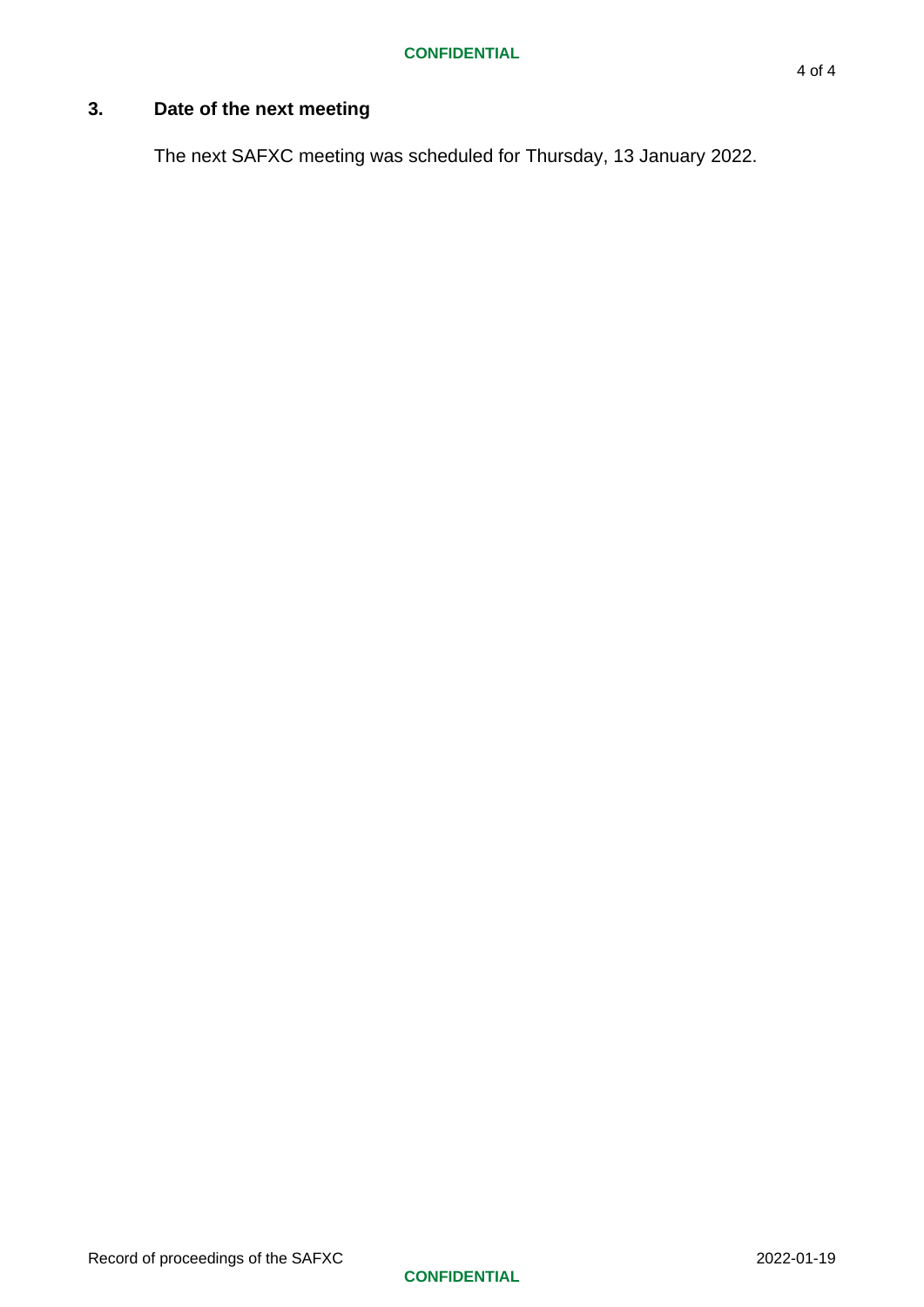## 3. Date of the next meeting

The next SAFXC meeting was scheduled for Thursday, 13 January 2022.